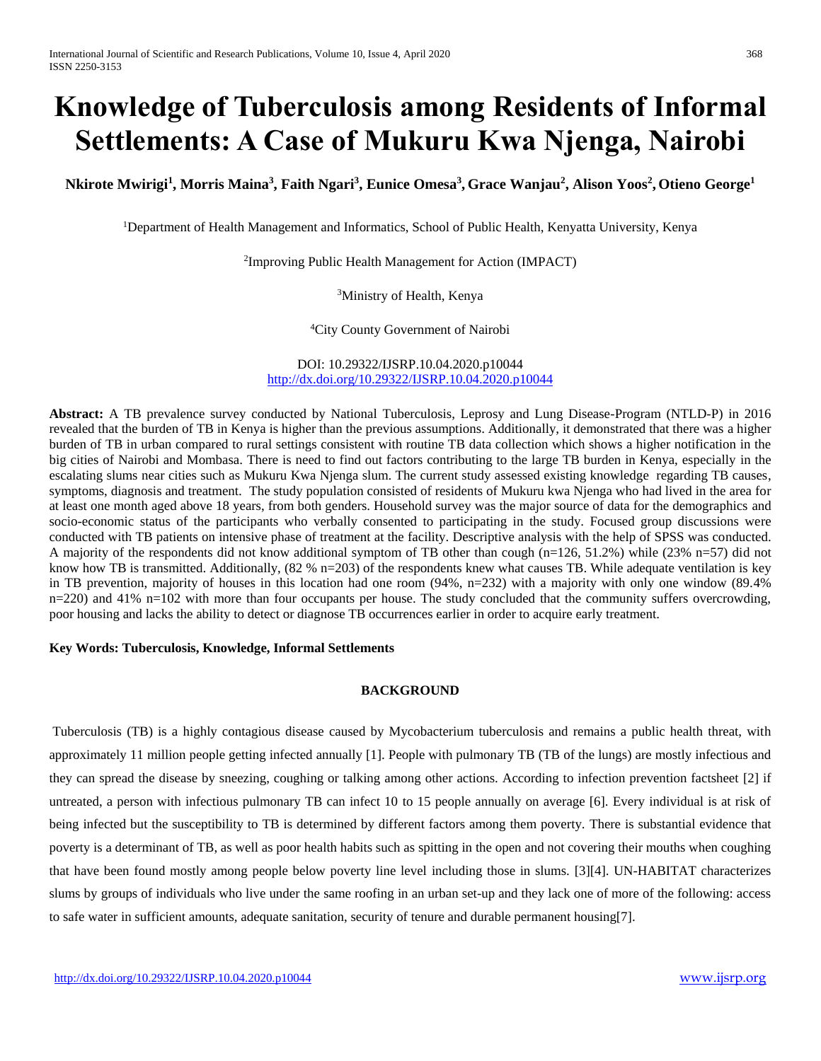# Knowledge of Tuberculosis among Residents of Informal Settlements: A Case of Mukuru Kwa Njenga, Nairobi

**Nkirote Mwirigi[1], Morris Maina[3], Faith Ngari[3], Eunice Omesa[3], Grace Wanjau[2], Alison Yoos[2], Otieno George[1]**

[1]Department of Health Management and Informatics, School of Public Health, Kenyatta University, Kenya

[2]Improving Public Health Management for Action (IMPACT)

[3]Ministry of Health, Kenya

[4]City County Government of Nairobi

DOI: 10.29322/IJSRP.10.04.2020.p10044
http://dx.doi.org/10.29322/IJSRP.10.04.2020.p10044

**Abstract:** A TB prevalence survey conducted by National Tuberculosis, Leprosy and Lung Disease-Program (NTLD-P) in 2016 revealed that the burden of TB in Kenya is higher than the previous assumptions. Additionally, it demonstrated that there was a higher burden of TB in urban compared to rural settings consistent with routine TB data collection which shows a higher notification in the big cities of Nairobi and Mombasa. There is need to find out factors contributing to the large TB burden in Kenya, especially in the escalating slums near cities such as Mukuru Kwa Njenga slum. The current study assessed existing knowledge regarding TB causes, symptoms, diagnosis and treatment. The study population consisted of residents of Mukuru kwa Njenga who had lived in the area for at least one month aged above 18 years, from both genders. Household survey was the major source of data for the demographics and socio-economic status of the participants who verbally consented to participating in the study. Focused group discussions were conducted with TB patients on intensive phase of treatment at the facility. Descriptive analysis with the help of SPSS was conducted. A majority of the respondents did not know additional symptom of TB other than cough (n=126, 51.2%) while (23% n=57) did not know how TB is transmitted. Additionally, (82 % n=203) of the respondents knew what causes TB. While adequate ventilation is key in TB prevention, majority of houses in this location had one room (94%, n=232) with a majority with only one window (89.4% n=220) and 41% n=102 with more than four occupants per house. The study concluded that the community suffers overcrowding, poor housing and lacks the ability to detect or diagnose TB occurrences earlier in order to acquire early treatment.

**Key Words: Tuberculosis, Knowledge, Informal Settlements**

## BACKGROUND

Tuberculosis (TB) is a highly contagious disease caused by Mycobacterium tuberculosis and remains a public health threat, with approximately 11 million people getting infected annually [1]. People with pulmonary TB (TB of the lungs) are mostly infectious and they can spread the disease by sneezing, coughing or talking among other actions. According to infection prevention factsheet [2] if untreated, a person with infectious pulmonary TB can infect 10 to 15 people annually on average [6]. Every individual is at risk of being infected but the susceptibility to TB is determined by different factors among them poverty. There is substantial evidence that poverty is a determinant of TB, as well as poor health habits such as spitting in the open and not covering their mouths when coughing that have been found mostly among people below poverty line level including those in slums. [3][4]. UN-HABITAT characterizes slums by groups of individuals who live under the same roofing in an urban set-up and they lack one of more of the following: access to safe water in sufficient amounts, adequate sanitation, security of tenure and durable permanent housing[7].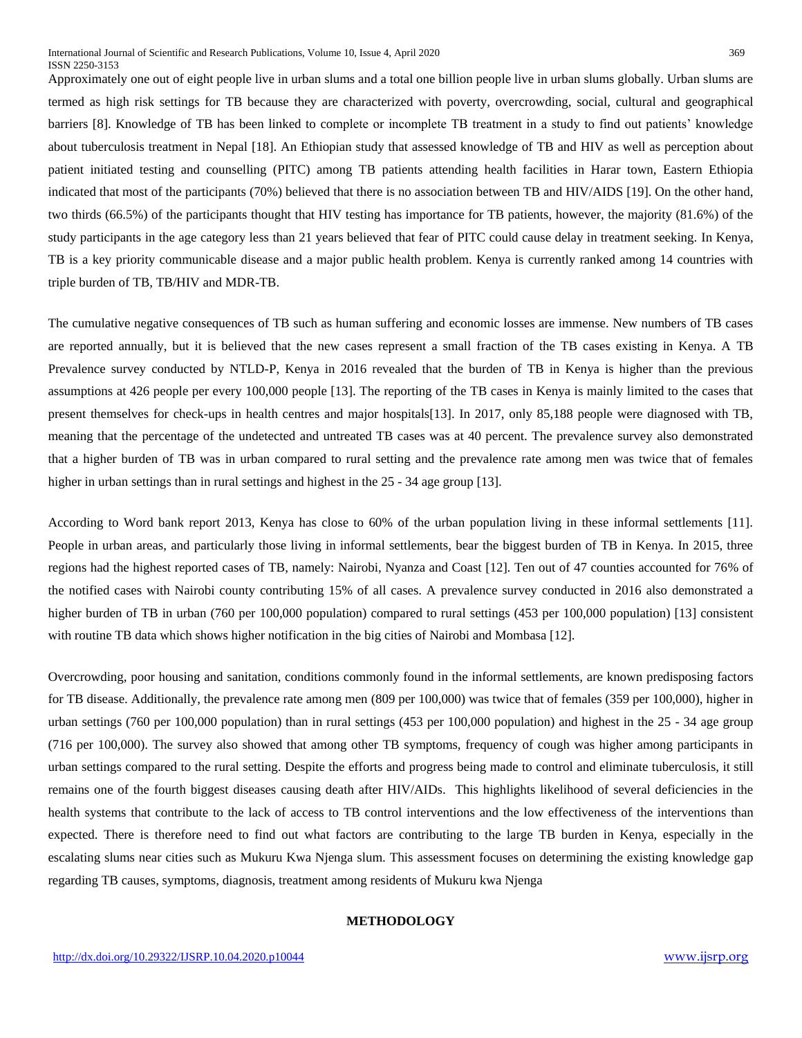Approximately one out of eight people live in urban slums and a total one billion people live in urban slums globally. Urban slums are termed as high risk settings for TB because they are characterized with poverty, overcrowding, social, cultural and geographical barriers [8]. Knowledge of TB has been linked to complete or incomplete TB treatment in a study to find out patients' knowledge about tuberculosis treatment in Nepal [18]. An Ethiopian study that assessed knowledge of TB and HIV as well as perception about patient initiated testing and counselling (PITC) among TB patients attending health facilities in Harar town, Eastern Ethiopia indicated that most of the participants (70%) believed that there is no association between TB and HIV/AIDS [19]. On the other hand, two thirds (66.5%) of the participants thought that HIV testing has importance for TB patients, however, the majority (81.6%) of the study participants in the age category less than 21 years believed that fear of PITC could cause delay in treatment seeking. In Kenya, TB is a key priority communicable disease and a major public health problem. Kenya is currently ranked among 14 countries with triple burden of TB, TB/HIV and MDR-TB.

The cumulative negative consequences of TB such as human suffering and economic losses are immense. New numbers of TB cases are reported annually, but it is believed that the new cases represent a small fraction of the TB cases existing in Kenya. A TB Prevalence survey conducted by NTLD-P, Kenya in 2016 revealed that the burden of TB in Kenya is higher than the previous assumptions at 426 people per every 100,000 people [13]. The reporting of the TB cases in Kenya is mainly limited to the cases that present themselves for check-ups in health centres and major hospitals[13]. In 2017, only 85,188 people were diagnosed with TB, meaning that the percentage of the undetected and untreated TB cases was at 40 percent. The prevalence survey also demonstrated that a higher burden of TB was in urban compared to rural setting and the prevalence rate among men was twice that of females higher in urban settings than in rural settings and highest in the 25 - 34 age group [13].

According to Word bank report 2013, Kenya has close to 60% of the urban population living in these informal settlements [11]. People in urban areas, and particularly those living in informal settlements, bear the biggest burden of TB in Kenya. In 2015, three regions had the highest reported cases of TB, namely: Nairobi, Nyanza and Coast [12]. Ten out of 47 counties accounted for 76% of the notified cases with Nairobi county contributing 15% of all cases. A prevalence survey conducted in 2016 also demonstrated a higher burden of TB in urban (760 per 100,000 population) compared to rural settings (453 per 100,000 population) [13] consistent with routine TB data which shows higher notification in the big cities of Nairobi and Mombasa [12].

Overcrowding, poor housing and sanitation, conditions commonly found in the informal settlements, are known predisposing factors for TB disease. Additionally, the prevalence rate among men (809 per 100,000) was twice that of females (359 per 100,000), higher in urban settings (760 per 100,000 population) than in rural settings (453 per 100,000 population) and highest in the 25 - 34 age group (716 per 100,000). The survey also showed that among other TB symptoms, frequency of cough was higher among participants in urban settings compared to the rural setting. Despite the efforts and progress being made to control and eliminate tuberculosis, it still remains one of the fourth biggest diseases causing death after HIV/AIDs. This highlights likelihood of several deficiencies in the health systems that contribute to the lack of access to TB control interventions and the low effectiveness of the interventions than expected. There is therefore need to find out what factors are contributing to the large TB burden in Kenya, especially in the escalating slums near cities such as Mukuru Kwa Njenga slum. This assessment focuses on determining the existing knowledge gap regarding TB causes, symptoms, diagnosis, treatment among residents of Mukuru kwa Njenga

## METHODOLOGY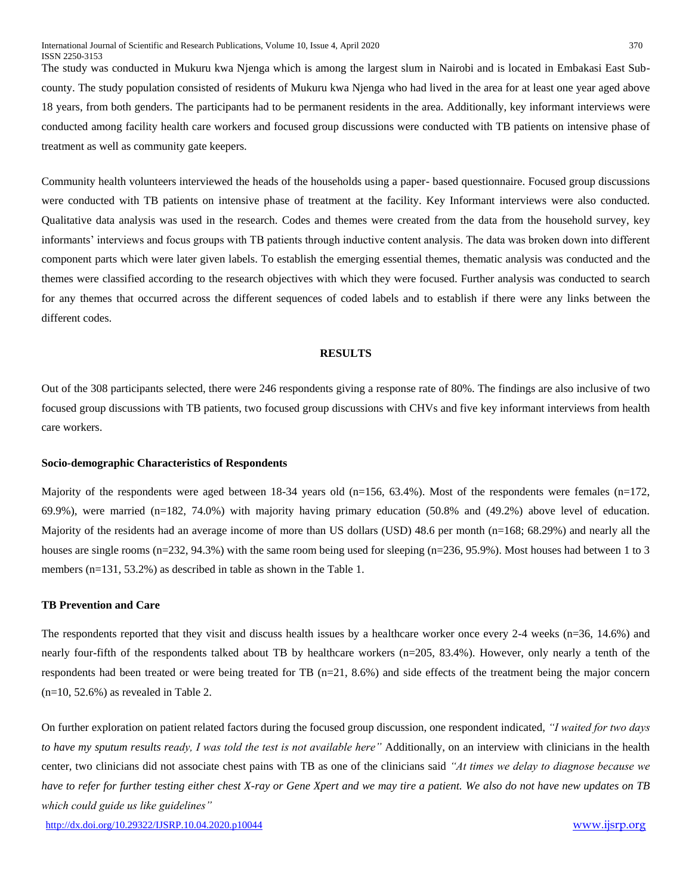The study was conducted in Mukuru kwa Njenga which is among the largest slum in Nairobi and is located in Embakasi East Sub-county. The study population consisted of residents of Mukuru kwa Njenga who had lived in the area for at least one year aged above 18 years, from both genders. The participants had to be permanent residents in the area. Additionally, key informant interviews were conducted among facility health care workers and focused group discussions were conducted with TB patients on intensive phase of treatment as well as community gate keepers.

Community health volunteers interviewed the heads of the households using a paper- based questionnaire. Focused group discussions were conducted with TB patients on intensive phase of treatment at the facility. Key Informant interviews were also conducted. Qualitative data analysis was used in the research. Codes and themes were created from the data from the household survey, key informants' interviews and focus groups with TB patients through inductive content analysis. The data was broken down into different component parts which were later given labels. To establish the emerging essential themes, thematic analysis was conducted and the themes were classified according to the research objectives with which they were focused. Further analysis was conducted to search for any themes that occurred across the different sequences of coded labels and to establish if there were any links between the different codes.

## RESULTS

Out of the 308 participants selected, there were 246 respondents giving a response rate of 80%. The findings are also inclusive of two focused group discussions with TB patients, two focused group discussions with CHVs and five key informant interviews from health care workers.

### Socio-demographic Characteristics of Respondents

Majority of the respondents were aged between 18-34 years old (n=156, 63.4%). Most of the respondents were females (n=172, 69.9%), were married (n=182, 74.0%) with majority having primary education (50.8% and (49.2%) above level of education. Majority of the residents had an average income of more than US dollars (USD) 48.6 per month (n=168; 68.29%) and nearly all the houses are single rooms (n=232, 94.3%) with the same room being used for sleeping (n=236, 95.9%). Most houses had between 1 to 3 members (n=131, 53.2%) as described in table as shown in the Table 1.

### TB Prevention and Care

The respondents reported that they visit and discuss health issues by a healthcare worker once every 2-4 weeks (n=36, 14.6%) and nearly four-fifth of the respondents talked about TB by healthcare workers (n=205, 83.4%). However, only nearly a tenth of the respondents had been treated or were being treated for TB (n=21, 8.6%) and side effects of the treatment being the major concern (n=10, 52.6%) as revealed in Table 2.

On further exploration on patient related factors during the focused group discussion, one respondent indicated, *"I waited for two days to have my sputum results ready, I was told the test is not available here"* Additionally, on an interview with clinicians in the health center, two clinicians did not associate chest pains with TB as one of the clinicians said *"At times we delay to diagnose because we have to refer for further testing either chest X-ray or Gene Xpert and we may tire a patient. We also do not have new updates on TB which could guide us like guidelines"*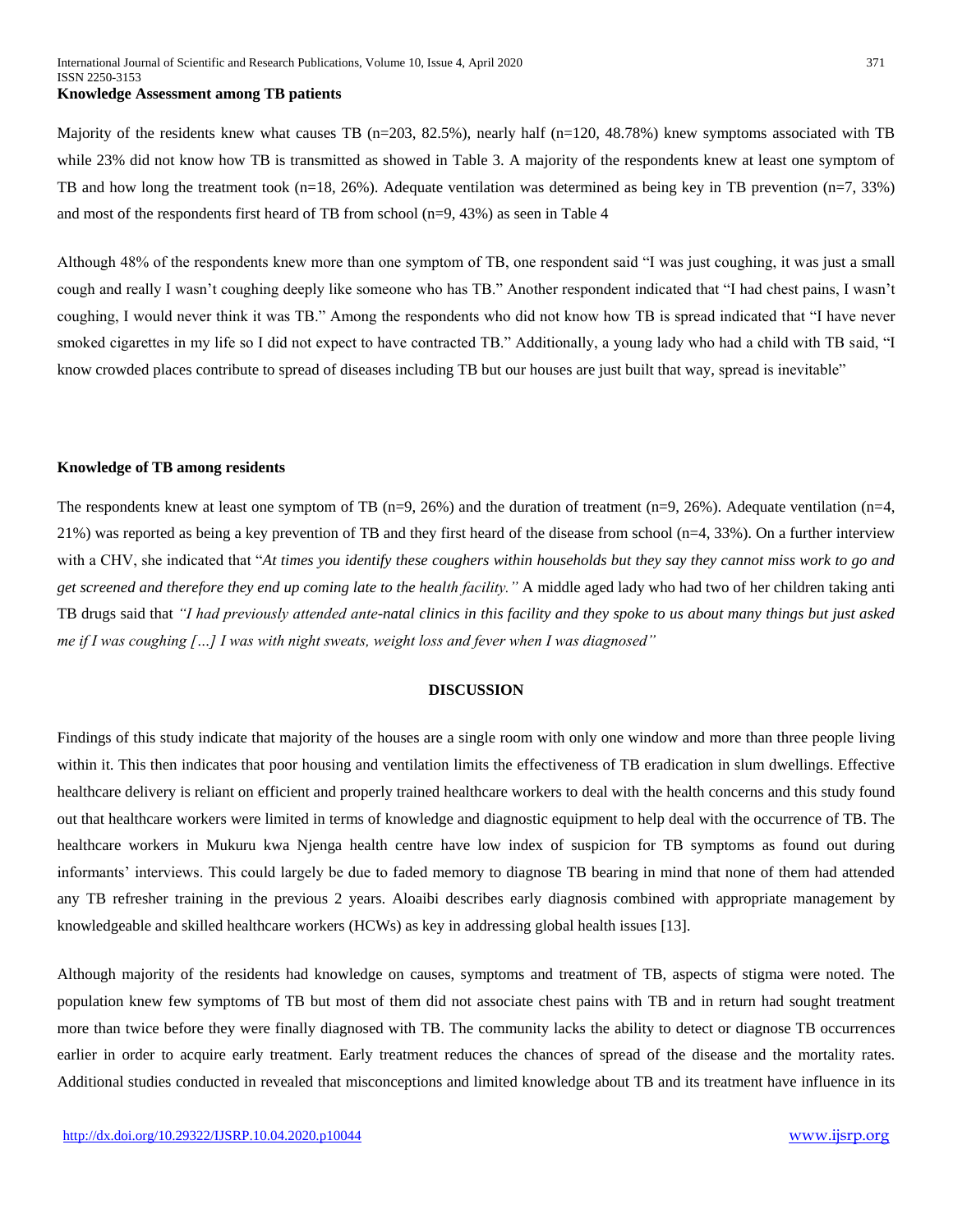### Knowledge Assessment among TB patients

Majority of the residents knew what causes TB (n=203, 82.5%), nearly half (n=120, 48.78%) knew symptoms associated with TB while 23% did not know how TB is transmitted as showed in Table 3. A majority of the respondents knew at least one symptom of TB and how long the treatment took (n=18, 26%). Adequate ventilation was determined as being key in TB prevention (n=7, 33%) and most of the respondents first heard of TB from school (n=9, 43%) as seen in Table 4

Although 48% of the respondents knew more than one symptom of TB, one respondent said "I was just coughing, it was just a small cough and really I wasn't coughing deeply like someone who has TB." Another respondent indicated that "I had chest pains, I wasn't coughing, I would never think it was TB." Among the respondents who did not know how TB is spread indicated that "I have never smoked cigarettes in my life so I did not expect to have contracted TB." Additionally, a young lady who had a child with TB said, "I know crowded places contribute to spread of diseases including TB but our houses are just built that way, spread is inevitable"

### Knowledge of TB among residents

The respondents knew at least one symptom of TB (n=9, 26%) and the duration of treatment (n=9, 26%). Adequate ventilation (n=4, 21%) was reported as being a key prevention of TB and they first heard of the disease from school (n=4, 33%). On a further interview with a CHV, she indicated that "*At times you identify these coughers within households but they say they cannot miss work to go and get screened and therefore they end up coming late to the health facility."* A middle aged lady who had two of her children taking anti TB drugs said that *"I had previously attended ante-natal clinics in this facility and they spoke to us about many things but just asked me if I was coughing […] I was with night sweats, weight loss and fever when I was diagnosed"*

## DISCUSSION

Findings of this study indicate that majority of the houses are a single room with only one window and more than three people living within it. This then indicates that poor housing and ventilation limits the effectiveness of TB eradication in slum dwellings. Effective healthcare delivery is reliant on efficient and properly trained healthcare workers to deal with the health concerns and this study found out that healthcare workers were limited in terms of knowledge and diagnostic equipment to help deal with the occurrence of TB. The healthcare workers in Mukuru kwa Njenga health centre have low index of suspicion for TB symptoms as found out during informants' interviews. This could largely be due to faded memory to diagnose TB bearing in mind that none of them had attended any TB refresher training in the previous 2 years. Aloaibi describes early diagnosis combined with appropriate management by knowledgeable and skilled healthcare workers (HCWs) as key in addressing global health issues [13].

Although majority of the residents had knowledge on causes, symptoms and treatment of TB, aspects of stigma were noted. The population knew few symptoms of TB but most of them did not associate chest pains with TB and in return had sought treatment more than twice before they were finally diagnosed with TB. The community lacks the ability to detect or diagnose TB occurrences earlier in order to acquire early treatment. Early treatment reduces the chances of spread of the disease and the mortality rates. Additional studies conducted in revealed that misconceptions and limited knowledge about TB and its treatment have influence in its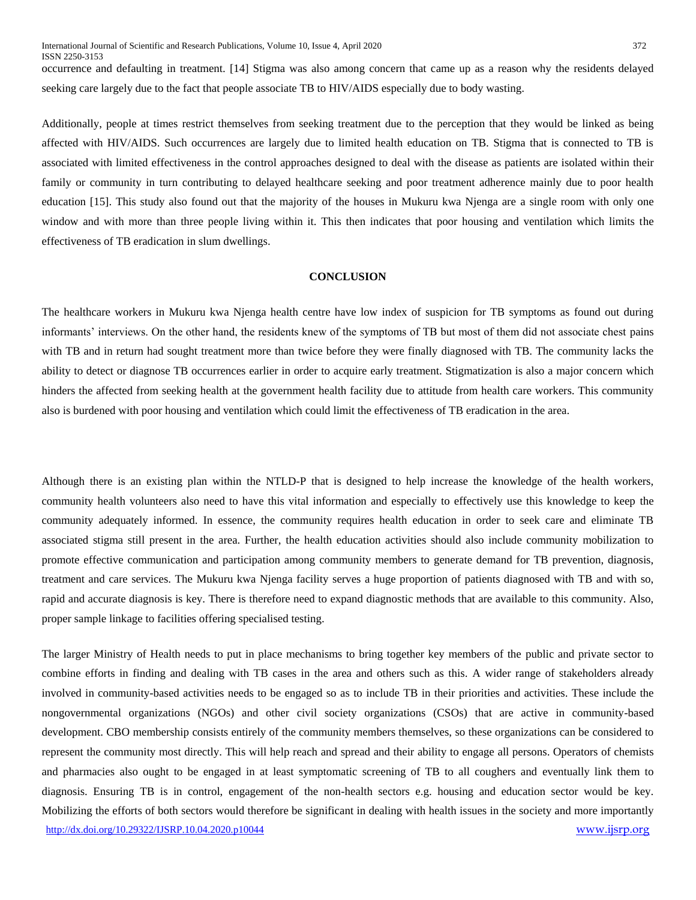occurrence and defaulting in treatment. [14] Stigma was also among concern that came up as a reason why the residents delayed seeking care largely due to the fact that people associate TB to HIV/AIDS especially due to body wasting.

Additionally, people at times restrict themselves from seeking treatment due to the perception that they would be linked as being affected with HIV/AIDS. Such occurrences are largely due to limited health education on TB. Stigma that is connected to TB is associated with limited effectiveness in the control approaches designed to deal with the disease as patients are isolated within their family or community in turn contributing to delayed healthcare seeking and poor treatment adherence mainly due to poor health education [15]. This study also found out that the majority of the houses in Mukuru kwa Njenga are a single room with only one window and with more than three people living within it. This then indicates that poor housing and ventilation which limits the effectiveness of TB eradication in slum dwellings.

## CONCLUSION

The healthcare workers in Mukuru kwa Njenga health centre have low index of suspicion for TB symptoms as found out during informants' interviews. On the other hand, the residents knew of the symptoms of TB but most of them did not associate chest pains with TB and in return had sought treatment more than twice before they were finally diagnosed with TB. The community lacks the ability to detect or diagnose TB occurrences earlier in order to acquire early treatment. Stigmatization is also a major concern which hinders the affected from seeking health at the government health facility due to attitude from health care workers. This community also is burdened with poor housing and ventilation which could limit the effectiveness of TB eradication in the area.

Although there is an existing plan within the NTLD-P that is designed to help increase the knowledge of the health workers, community health volunteers also need to have this vital information and especially to effectively use this knowledge to keep the community adequately informed. In essence, the community requires health education in order to seek care and eliminate TB associated stigma still present in the area. Further, the health education activities should also include community mobilization to promote effective communication and participation among community members to generate demand for TB prevention, diagnosis, treatment and care services. The Mukuru kwa Njenga facility serves a huge proportion of patients diagnosed with TB and with so, rapid and accurate diagnosis is key. There is therefore need to expand diagnostic methods that are available to this community. Also, proper sample linkage to facilities offering specialised testing.

The larger Ministry of Health needs to put in place mechanisms to bring together key members of the public and private sector to combine efforts in finding and dealing with TB cases in the area and others such as this. A wider range of stakeholders already involved in community-based activities needs to be engaged so as to include TB in their priorities and activities. These include the nongovernmental organizations (NGOs) and other civil society organizations (CSOs) that are active in community-based development. CBO membership consists entirely of the community members themselves, so these organizations can be considered to represent the community most directly. This will help reach and spread and their ability to engage all persons. Operators of chemists and pharmacies also ought to be engaged in at least symptomatic screening of TB to all coughers and eventually link them to diagnosis. Ensuring TB is in control, engagement of the non-health sectors e.g. housing and education sector would be key. Mobilizing the efforts of both sectors would therefore be significant in dealing with health issues in the society and more importantly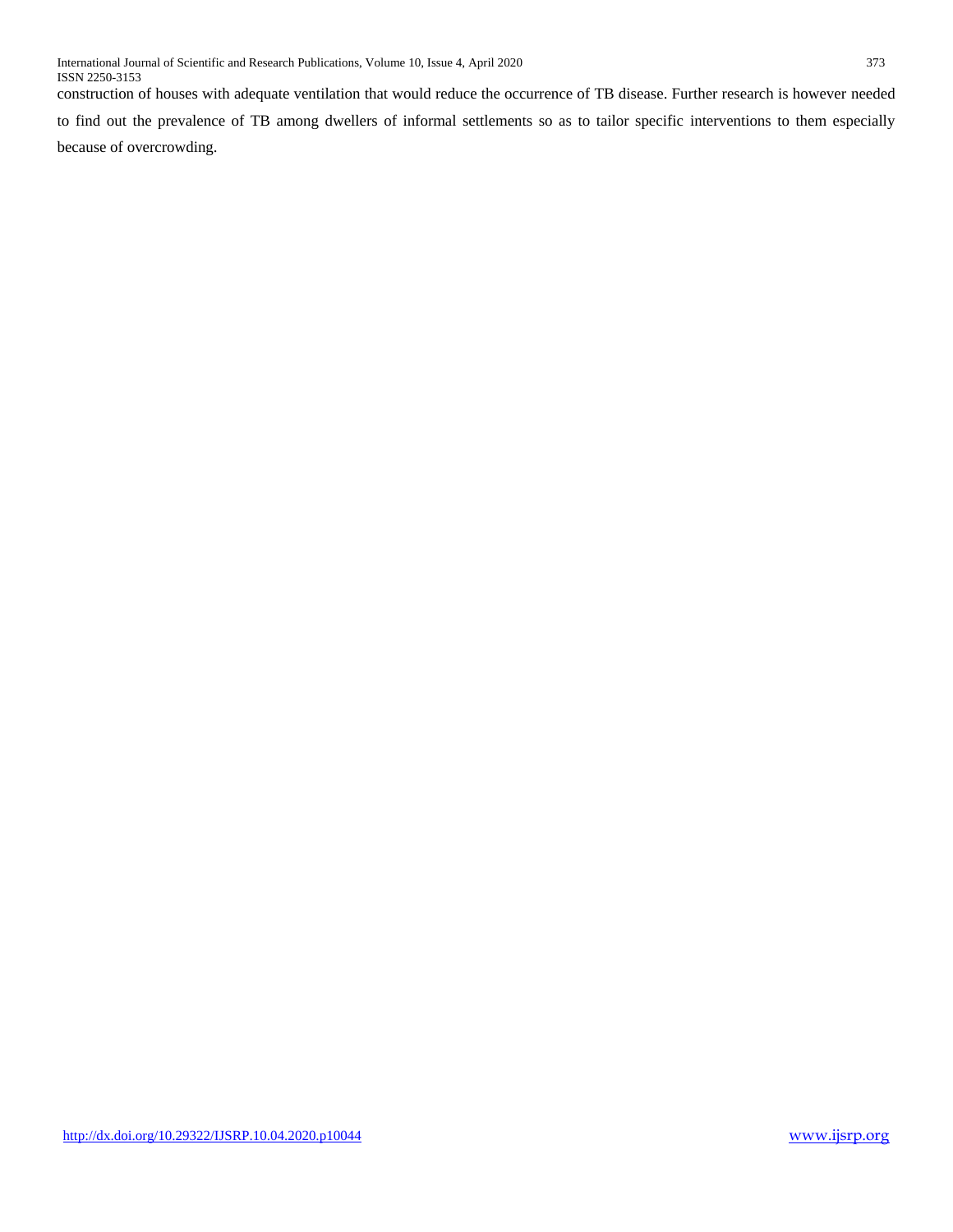construction of houses with adequate ventilation that would reduce the occurrence of TB disease. Further research is however needed to find out the prevalence of TB among dwellers of informal settlements so as to tailor specific interventions to them especially because of overcrowding.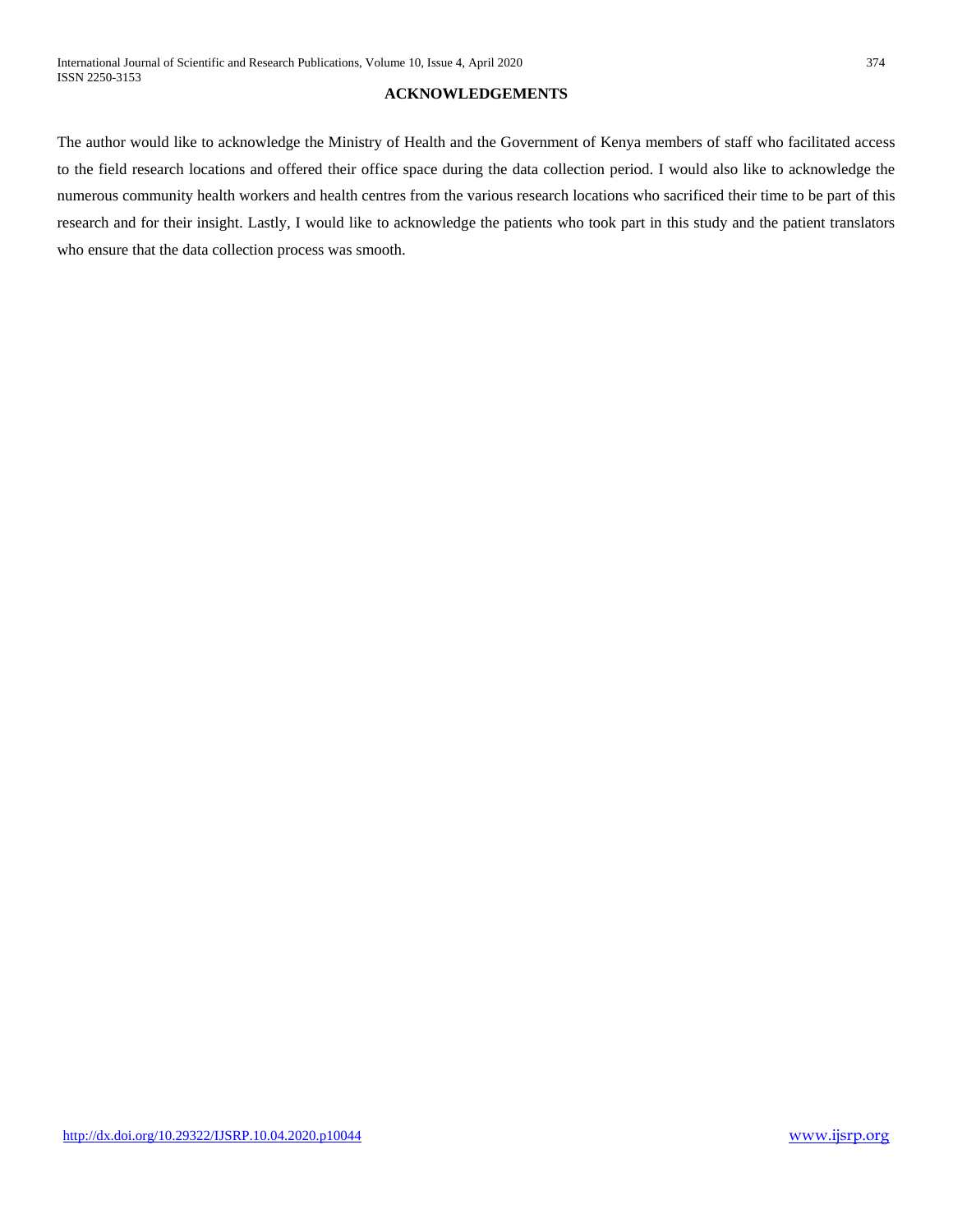## ACKNOWLEDGEMENTS

The author would like to acknowledge the Ministry of Health and the Government of Kenya members of staff who facilitated access to the field research locations and offered their office space during the data collection period. I would also like to acknowledge the numerous community health workers and health centres from the various research locations who sacrificed their time to be part of this research and for their insight. Lastly, I would like to acknowledge the patients who took part in this study and the patient translators who ensure that the data collection process was smooth.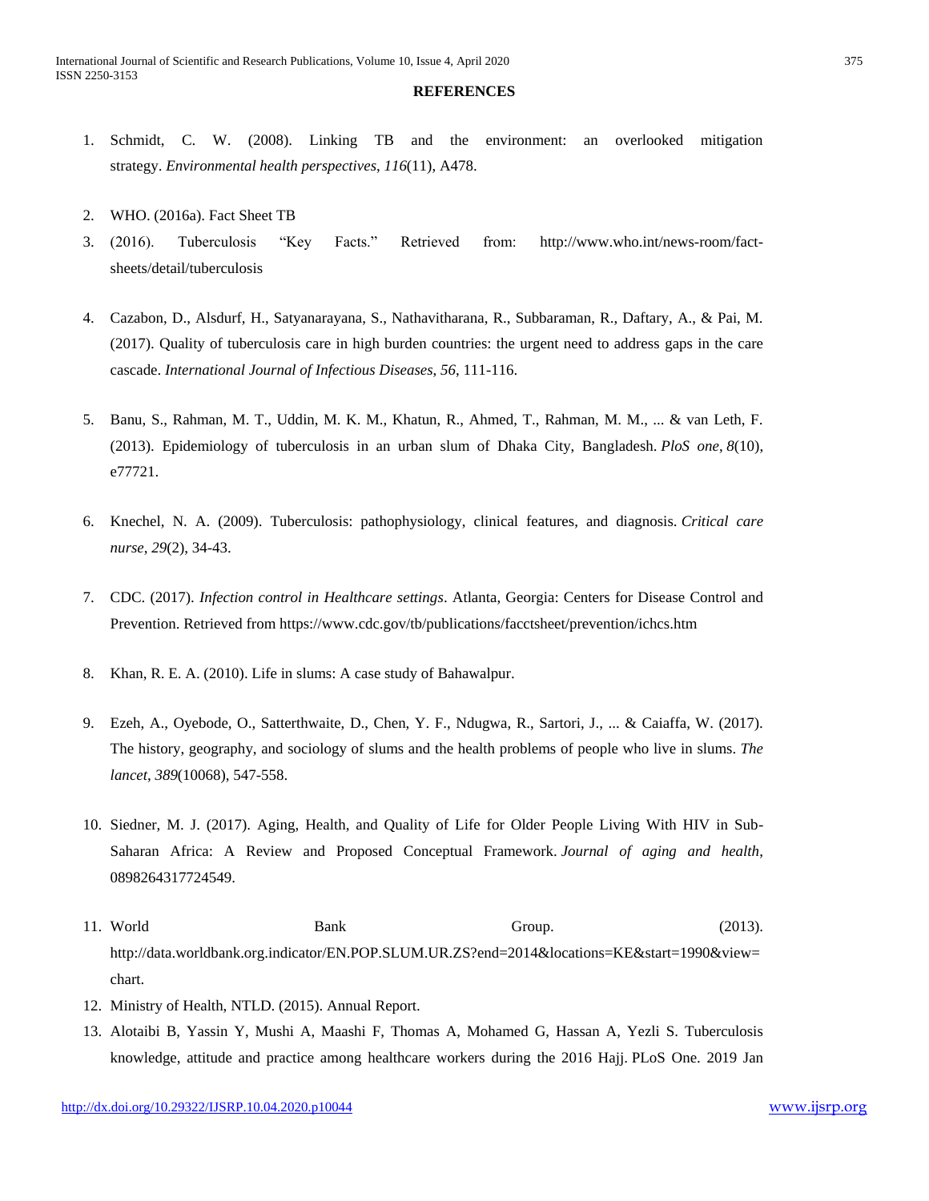**REFERENCES**

1. Schmidt, C. W. (2008). Linking TB and the environment: an overlooked mitigation strategy. *Environmental health perspectives*, *116*(11), A478.
2. WHO. (2016a). Fact Sheet TB
3. (2016). Tuberculosis "Key Facts." Retrieved from: http://www.who.int/news-room/fact-sheets/detail/tuberculosis
4. Cazabon, D., Alsdurf, H., Satyanarayana, S., Nathavitharana, R., Subbaraman, R., Daftary, A., & Pai, M. (2017). Quality of tuberculosis care in high burden countries: the urgent need to address gaps in the care cascade. *International Journal of Infectious Diseases*, *56*, 111-116.
5. Banu, S., Rahman, M. T., Uddin, M. K. M., Khatun, R., Ahmed, T., Rahman, M. M., ... & van Leth, F. (2013). Epidemiology of tuberculosis in an urban slum of Dhaka City, Bangladesh. *PloS one*, *8*(10), e77721.
6. Knechel, N. A. (2009). Tuberculosis: pathophysiology, clinical features, and diagnosis. *Critical care nurse*, *29*(2), 34-43.
7. CDC. (2017). *Infection control in Healthcare settings*. Atlanta, Georgia: Centers for Disease Control and Prevention. Retrieved from https://www.cdc.gov/tb/publications/facctsheet/prevention/ichcs.htm
8. Khan, R. E. A. (2010). Life in slums: A case study of Bahawalpur.
9. Ezeh, A., Oyebode, O., Satterthwaite, D., Chen, Y. F., Ndugwa, R., Sartori, J., ... & Caiaffa, W. (2017). The history, geography, and sociology of slums and the health problems of people who live in slums. *The lancet*, *389*(10068), 547-558.
10. Siedner, M. J. (2017). Aging, Health, and Quality of Life for Older People Living With HIV in Sub-Saharan Africa: A Review and Proposed Conceptual Framework. *Journal of aging and health*, 0898264317724549.
11. World Bank Group. (2013). http://data.worldbank.org.indicator/EN.POP.SLUM.UR.ZS?end=2014&locations=KE&start=1990&view=chart.
12. Ministry of Health, NTLD. (2015). Annual Report.
13. Alotaibi B, Yassin Y, Mushi A, Maashi F, Thomas A, Mohamed G, Hassan A, Yezli S. Tuberculosis knowledge, attitude and practice among healthcare workers during the 2016 Hajj. PLoS One. 2019 Jan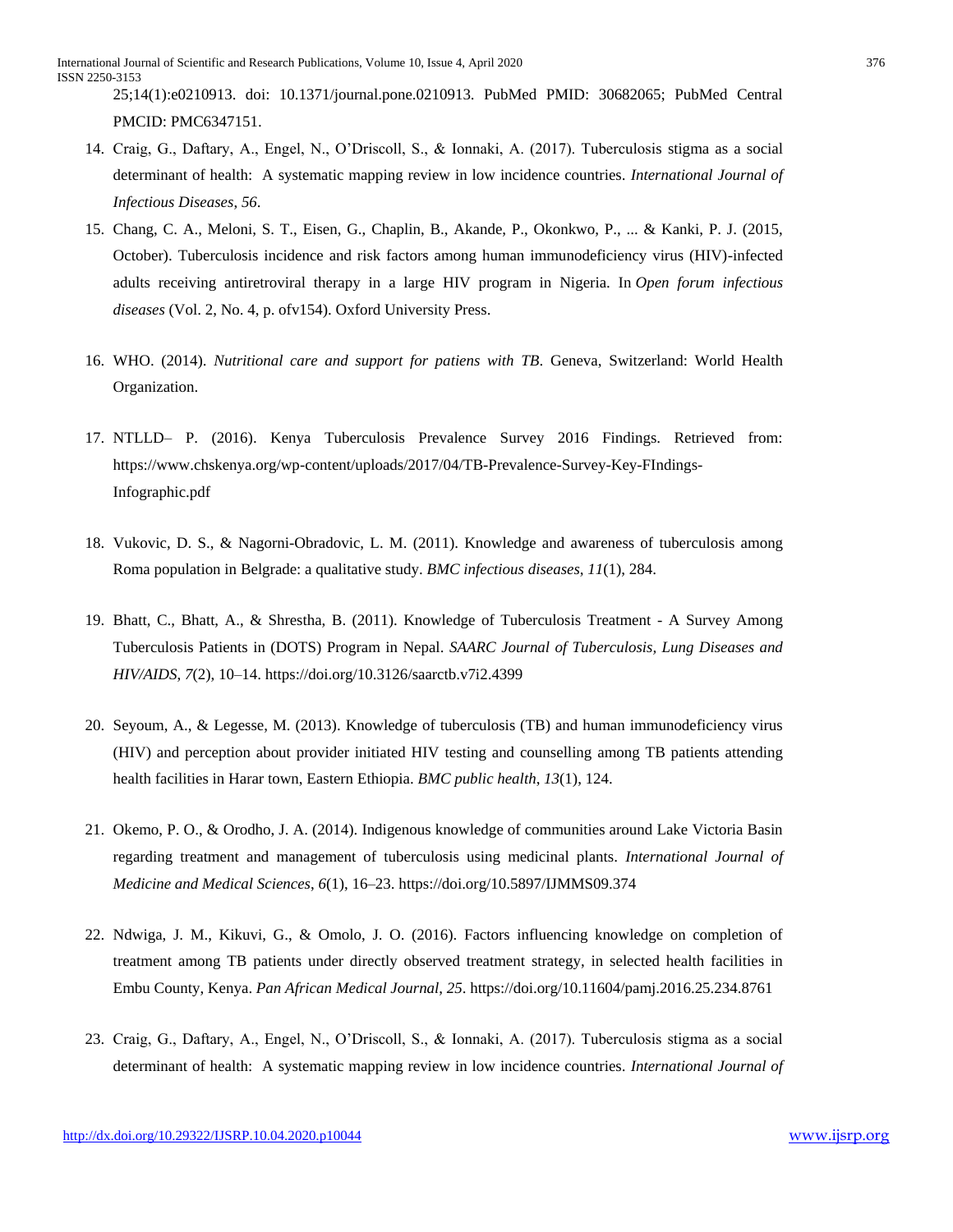25;14(1):e0210913. doi: 10.1371/journal.pone.0210913. PubMed PMID: 30682065; PubMed Central PMCID: PMC6347151.

14. Craig, G., Daftary, A., Engel, N., O'Driscoll, S., & Ionnaki, A. (2017). Tuberculosis stigma as a social determinant of health: A systematic mapping review in low incidence countries. *International Journal of Infectious Diseases*, *56*.
15. Chang, C. A., Meloni, S. T., Eisen, G., Chaplin, B., Akande, P., Okonkwo, P., ... & Kanki, P. J. (2015, October). Tuberculosis incidence and risk factors among human immunodeficiency virus (HIV)-infected adults receiving antiretroviral therapy in a large HIV program in Nigeria. In *Open forum infectious diseases* (Vol. 2, No. 4, p. ofv154). Oxford University Press.
16. WHO. (2014). *Nutritional care and support for patiens with TB*. Geneva, Switzerland: World Health Organization.
17. NTLLD– P. (2016). Kenya Tuberculosis Prevalence Survey 2016 Findings. Retrieved from: https://www.chskenya.org/wp-content/uploads/2017/04/TB-Prevalence-Survey-Key-FIndings-Infographic.pdf
18. Vukovic, D. S., & Nagorni-Obradovic, L. M. (2011). Knowledge and awareness of tuberculosis among Roma population in Belgrade: a qualitative study. *BMC infectious diseases*, *11*(1), 284.
19. Bhatt, C., Bhatt, A., & Shrestha, B. (2011). Knowledge of Tuberculosis Treatment - A Survey Among Tuberculosis Patients in (DOTS) Program in Nepal. *SAARC Journal of Tuberculosis, Lung Diseases and HIV/AIDS, 7*(2), 10–14. https://doi.org/10.3126/saarctb.v7i2.4399
20. Seyoum, A., & Legesse, M. (2013). Knowledge of tuberculosis (TB) and human immunodeficiency virus (HIV) and perception about provider initiated HIV testing and counselling among TB patients attending health facilities in Harar town, Eastern Ethiopia. *BMC public health*, *13*(1), 124.
21. Okemo, P. O., & Orodho, J. A. (2014). Indigenous knowledge of communities around Lake Victoria Basin regarding treatment and management of tuberculosis using medicinal plants. *International Journal of Medicine and Medical Sciences*, *6*(1), 16–23. https://doi.org/10.5897/IJMMS09.374
22. Ndwiga, J. M., Kikuvi, G., & Omolo, J. O. (2016). Factors influencing knowledge on completion of treatment among TB patients under directly observed treatment strategy, in selected health facilities in Embu County, Kenya. *Pan African Medical Journal*, *25*. https://doi.org/10.11604/pamj.2016.25.234.8761
23. Craig, G., Daftary, A., Engel, N., O'Driscoll, S., & Ionnaki, A. (2017). Tuberculosis stigma as a social determinant of health: A systematic mapping review in low incidence countries. *International Journal of*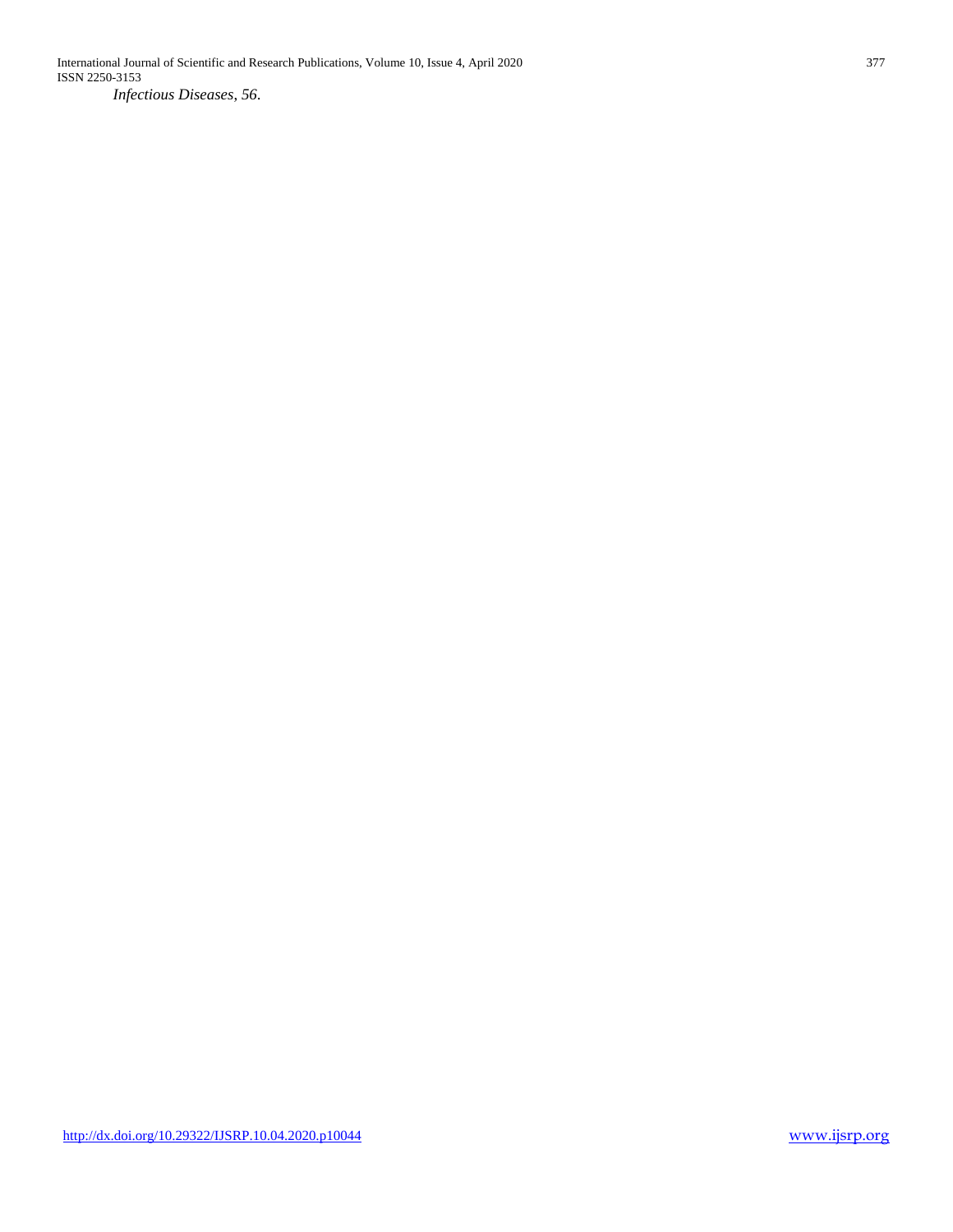*Infectious Diseases, 56.*